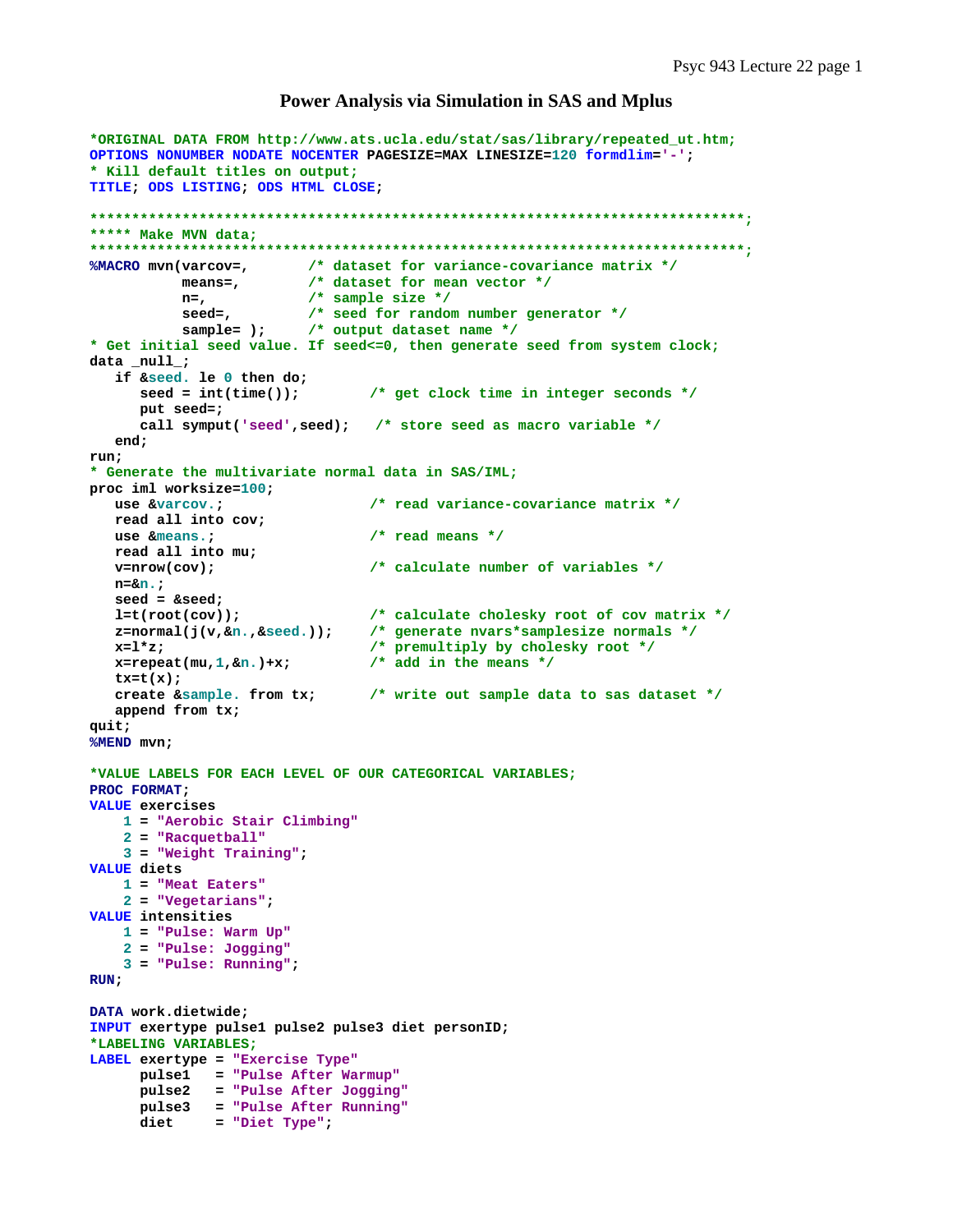# Power Analysis via Simulation in SAS and Mplus

```
*ORIGINAL DATA FROM http://www.ats.ucla.edu/stat/sas/library/repeated_ut.htm;
OPTIONS NONUMBER NODATE NOCENTER PAGESIZE=MAX LINESIZE=120 formdlim='-';
* Kill default titles on output;
TITLE; ODS LISTING; ODS HTML CLOSE;

*******************************************************************************;
***** Make MVN data;
*******************************************************************************;
%MACRO mvn(varcov=,       /* dataset for variance-covariance matrix */
           means=,        /* dataset for mean vector */
           n=,            /* sample size */
           seed=,         /* seed for random number generator */
           sample= );     /* output dataset name */
* Get initial seed value. If seed<=0, then generate seed from system clock;
data _null_;
   if &seed. le 0 then do;
      seed = int(time());         /* get clock time in integer seconds */
      put seed=;
      call symput('seed',seed);   /* store seed as macro variable */
   end;
run;
* Generate the multivariate normal data in SAS/IML;
proc iml worksize=100;
   use &varcov.;                  /* read variance-covariance matrix */
   read all into cov;
   use &means.;                   /* read means */
   read all into mu;
   v=nrow(cov);                   /* calculate number of variables */
   n=&n.;
   seed = &seed;
   l=t(root(cov));                /* calculate cholesky root of cov matrix */
   z=normal(j(v,&n.,&seed.));     /* generate nvars*samplesize normals */
   x=l*z;                         /* premultiply by cholesky root */
   x=repeat(mu,1,&n.)+x;          /* add in the means */
   tx=t(x);
   create &sample. from tx;       /* write out sample data to sas dataset */
   append from tx;
quit;
%MEND mvn;

*VALUE LABELS FOR EACH LEVEL OF OUR CATEGORICAL VARIABLES;
PROC FORMAT;
VALUE exercises
    1 = "Aerobic Stair Climbing"
    2 = "Racquetball"
    3 = "Weight Training";
VALUE diets
    1 = "Meat Eaters"
    2 = "Vegetarians";
VALUE intensities
    1 = "Pulse: Warm Up"
    2 = "Pulse: Jogging"
    3 = "Pulse: Running";
RUN;

DATA work.dietwide;
INPUT exertype pulse1 pulse2 pulse3 diet personID;
*LABELING VARIABLES;
LABEL exertype = "Exercise Type"
      pulse1   = "Pulse After Warmup"
      pulse2   = "Pulse After Jogging"
      pulse3   = "Pulse After Running"
      diet     = "Diet Type";
```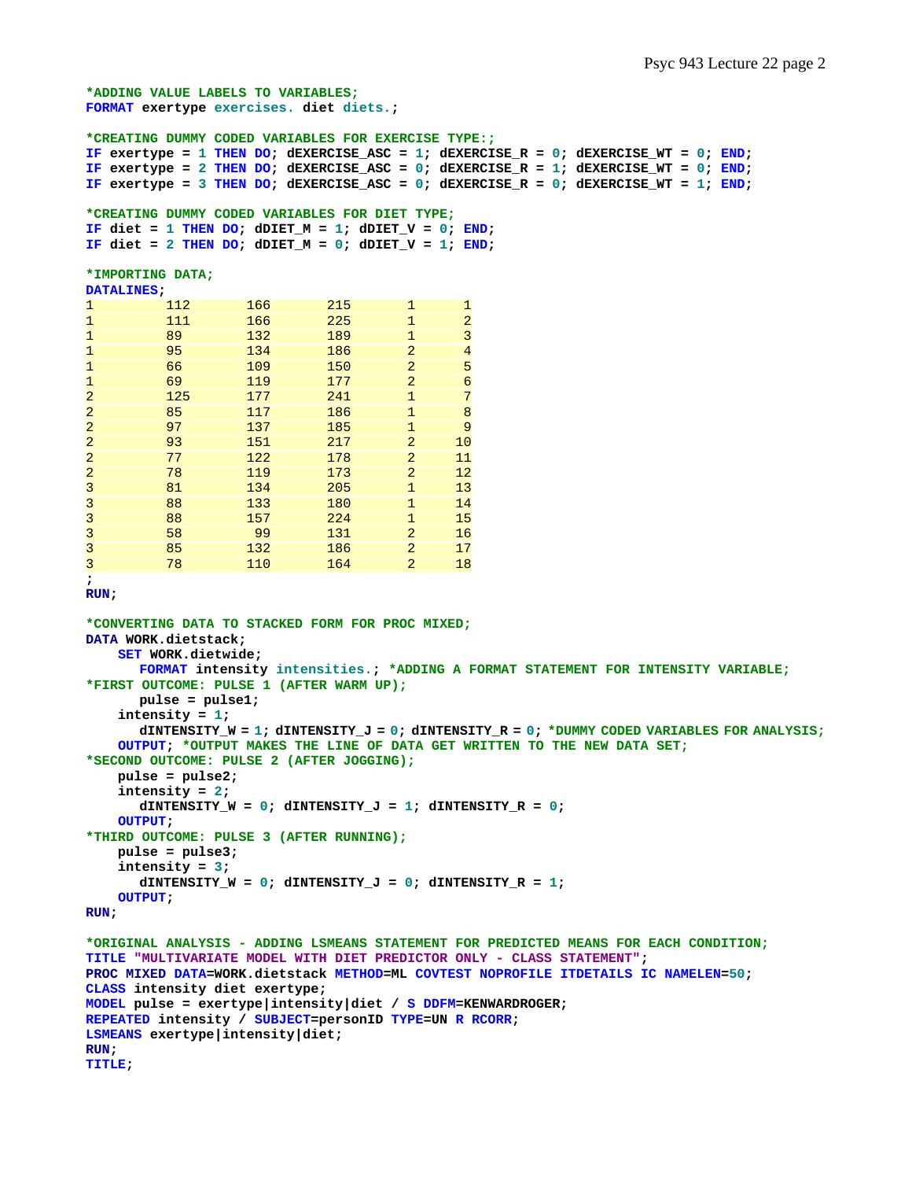```
*ADDING VALUE LABELS TO VARIABLES;
FORMAT exertype exercises. diet diets.;

*CREATING DUMMY CODED VARIABLES FOR EXERCISE TYPE:;
IF exertype = 1 THEN DO; dEXERCISE_ASC = 1; dEXERCISE_R = 0; dEXERCISE_WT = 0; END;
IF exertype = 2 THEN DO; dEXERCISE_ASC = 0; dEXERCISE_R = 1; dEXERCISE_WT = 0; END;
IF exertype = 3 THEN DO; dEXERCISE_ASC = 0; dEXERCISE_R = 0; dEXERCISE_WT = 1; END;

*CREATING DUMMY CODED VARIABLES FOR DIET TYPE;
IF diet = 1 THEN DO; dDIET_M = 1; dDIET_V = 0; END;
IF diet = 2 THEN DO; dDIET_M = 0; dDIET_V = 1; END;

*IMPORTING DATA;
DATALINES;
1        112       166       215       1      1
1        111       166       225       1      2
1        89        132       189       1      3
1        95        134       186       2      4
1        66        109       150       2      5
1        69        119       177       2      6
2        125       177       241       1      7
2        85        117       186       1      8
2        97        137       185       1      9
2        93        151       217       2     10
2        77        122       178       2     11
2        78        119       173       2     12
3        81        134       205       1     13
3        88        133       180       1     14
3        88        157       224       1     15
3        58         99       131       2     16
3        85        132       186       2     17
3        78        110       164       2     18
;
RUN;

*CONVERTING DATA TO STACKED FORM FOR PROC MIXED;
DATA WORK.dietstack;
    SET WORK.dietwide;
      FORMAT intensity intensities.; *ADDING A FORMAT STATEMENT FOR INTENSITY VARIABLE;
*FIRST OUTCOME: PULSE 1 (AFTER WARM UP);
      pulse = pulse1;
    intensity = 1;
      dINTENSITY_W = 1; dINTENSITY_J = 0; dINTENSITY_R = 0; *DUMMY CODED VARIABLES FOR ANALYSIS;
    OUTPUT; *OUTPUT MAKES THE LINE OF DATA GET WRITTEN TO THE NEW DATA SET;
*SECOND OUTCOME: PULSE 2 (AFTER JOGGING);
    pulse = pulse2;
    intensity = 2;
      dINTENSITY_W = 0; dINTENSITY_J = 1; dINTENSITY_R = 0;
    OUTPUT;
*THIRD OUTCOME: PULSE 3 (AFTER RUNNING);
    pulse = pulse3;
    intensity = 3;
      dINTENSITY_W = 0; dINTENSITY_J = 0; dINTENSITY_R = 1;
    OUTPUT;
RUN;

*ORIGINAL ANALYSIS - ADDING LSMEANS STATEMENT FOR PREDICTED MEANS FOR EACH CONDITION;
TITLE "MULTIVARIATE MODEL WITH DIET PREDICTOR ONLY - CLASS STATEMENT";
PROC MIXED DATA=WORK.dietstack METHOD=ML COVTEST NOPROFILE ITDETAILS IC NAMELEN=50;
CLASS intensity diet exertype;
MODEL pulse = exertype|intensity|diet / S DDFM=KENWARDROGER;
REPEATED intensity / SUBJECT=personID TYPE=UN R RCORR;
LSMEANS exertype|intensity|diet;
RUN;
TITLE;
```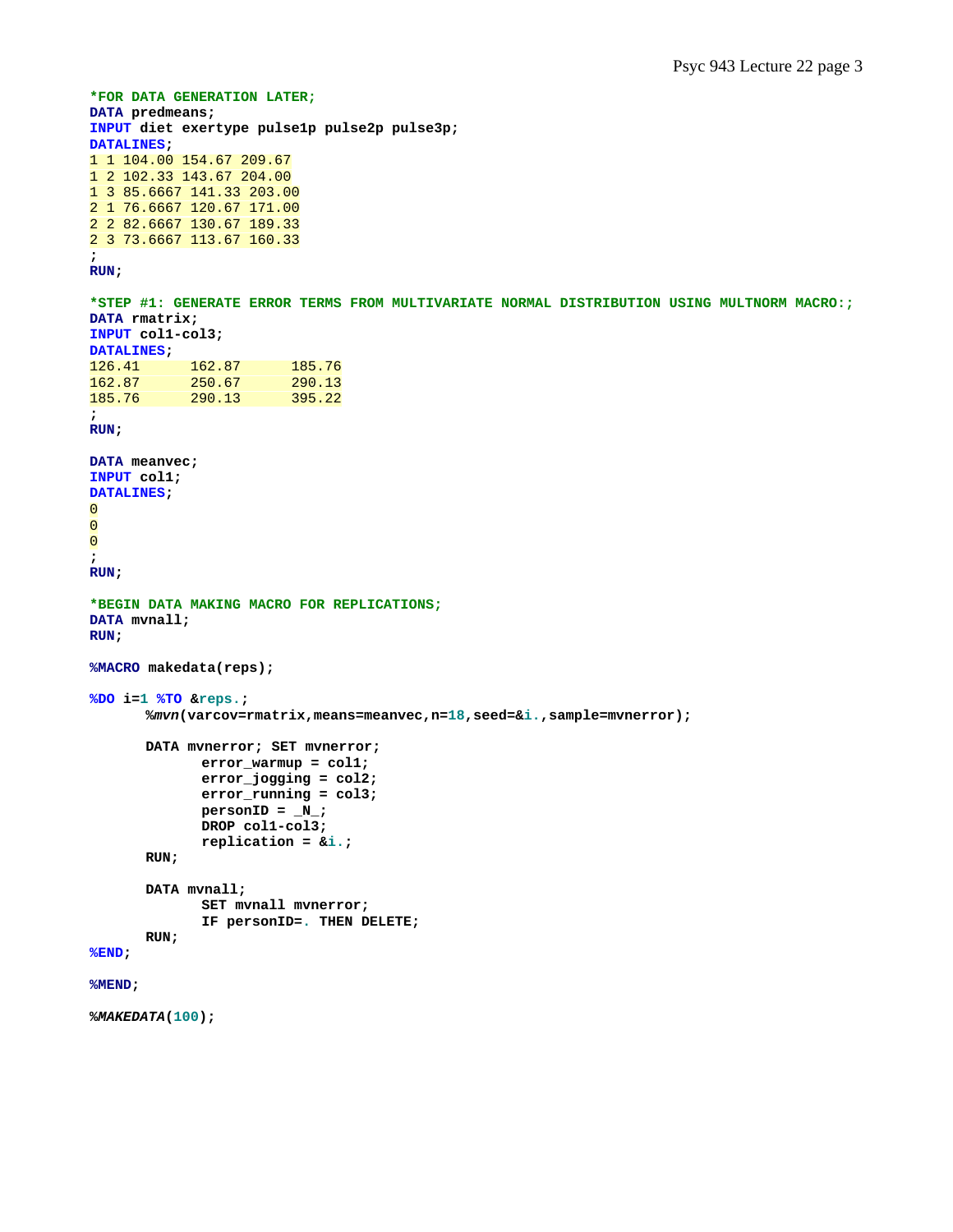```
*FOR DATA GENERATION LATER;
DATA predmeans;
INPUT diet exertype pulse1p pulse2p pulse3p;
DATALINES;
1 1 104.00 154.67 209.67
1 2 102.33 143.67 204.00
1 3 85.6667 141.33 203.00
2 1 76.6667 120.67 171.00
2 2 82.6667 130.67 189.33
2 3 73.6667 113.67 160.33
;
RUN;

*STEP #1: GENERATE ERROR TERMS FROM MULTIVARIATE NORMAL DISTRIBUTION USING MULTNORM MACRO:;
DATA rmatrix;
INPUT col1-col3;
DATALINES;
126.41      162.87      185.76
162.87      250.67      290.13
185.76      290.13      395.22
;
RUN;

DATA meanvec;
INPUT col1;
DATALINES;
0
0
0
;
RUN;

*BEGIN DATA MAKING MACRO FOR REPLICATIONS;
DATA mvnall;
RUN;

%MACRO makedata(reps);

%DO i=1 %TO &reps.;
      %mvn(varcov=rmatrix,means=meanvec,n=18,seed=&i.,sample=mvnerror);

      DATA mvnerror; SET mvnerror;
            error_warmup = col1;
            error_jogging = col2;
            error_running = col3;
            personID = _N_;
            DROP col1-col3;
            replication = &i.;
      RUN;

      DATA mvnall;
            SET mvnall mvnerror;
            IF personID=. THEN DELETE;
      RUN;
%END;

%MEND;

%MAKEDATA(100);
```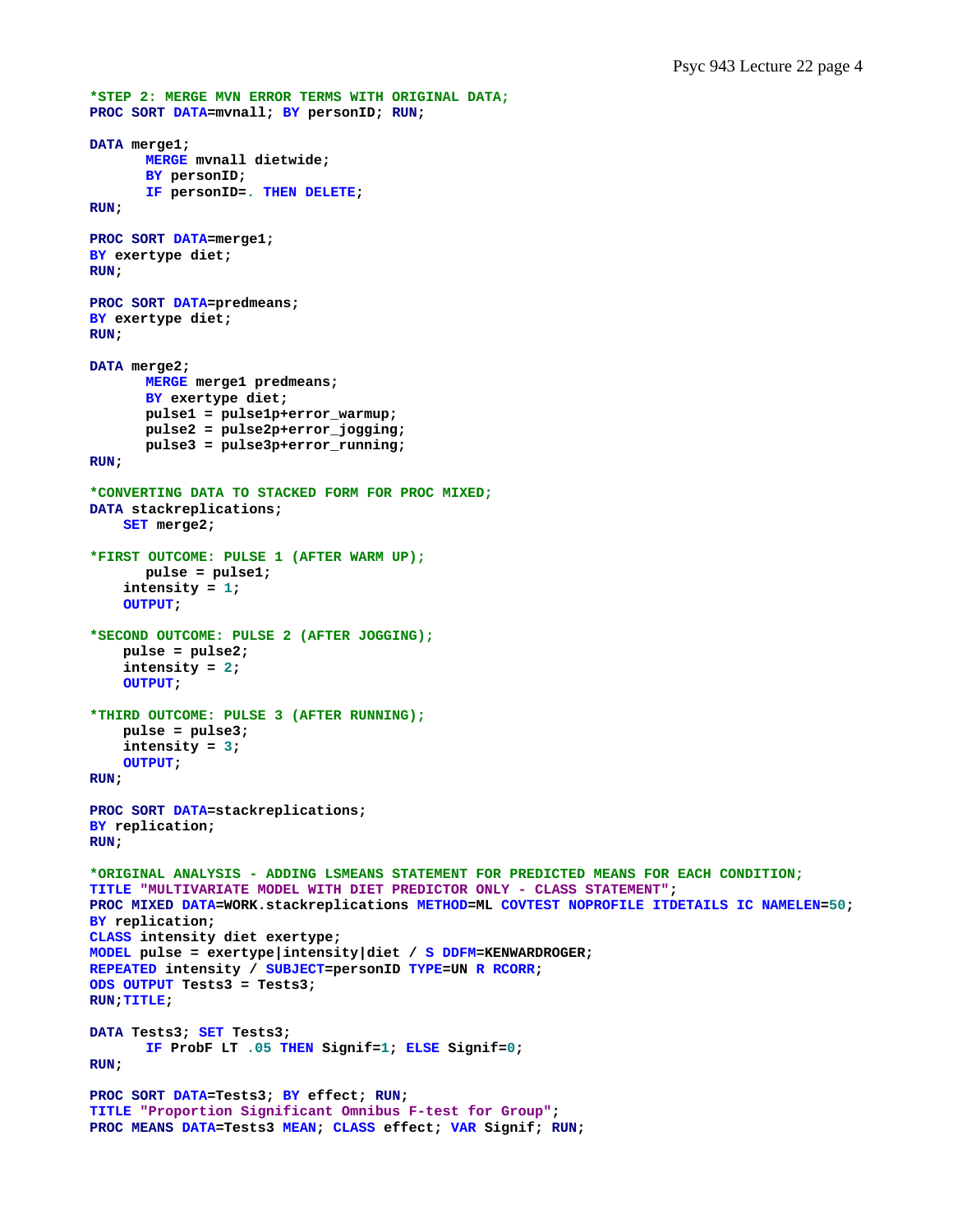```
*STEP 2: MERGE MVN ERROR TERMS WITH ORIGINAL DATA;
PROC SORT DATA=mvnall; BY personID; RUN;

DATA merge1;
      MERGE mvnall dietwide;
      BY personID;
      IF personID=. THEN DELETE;
RUN;

PROC SORT DATA=merge1;
BY exertype diet;
RUN;

PROC SORT DATA=predmeans;
BY exertype diet;
RUN;

DATA merge2;
      MERGE merge1 predmeans;
      BY exertype diet;
      pulse1 = pulse1p+error_warmup;
      pulse2 = pulse2p+error_jogging;
      pulse3 = pulse3p+error_running;
RUN;

*CONVERTING DATA TO STACKED FORM FOR PROC MIXED;
DATA stackreplications;
    SET merge2;

*FIRST OUTCOME: PULSE 1 (AFTER WARM UP);
      pulse = pulse1;
    intensity = 1;
    OUTPUT;

*SECOND OUTCOME: PULSE 2 (AFTER JOGGING);
    pulse = pulse2;
    intensity = 2;
    OUTPUT;

*THIRD OUTCOME: PULSE 3 (AFTER RUNNING);
    pulse = pulse3;
    intensity = 3;
    OUTPUT;
RUN;

PROC SORT DATA=stackreplications;
BY replication;
RUN;

*ORIGINAL ANALYSIS - ADDING LSMEANS STATEMENT FOR PREDICTED MEANS FOR EACH CONDITION;
TITLE "MULTIVARIATE MODEL WITH DIET PREDICTOR ONLY - CLASS STATEMENT";
PROC MIXED DATA=WORK.stackreplications METHOD=ML COVTEST NOPROFILE ITDETAILS IC NAMELEN=50;
BY replication;
CLASS intensity diet exertype;
MODEL pulse = exertype|intensity|diet / S DDFM=KENWARDROGER;
REPEATED intensity / SUBJECT=personID TYPE=UN R RCORR;
ODS OUTPUT Tests3 = Tests3;
RUN;TITLE;

DATA Tests3; SET Tests3;
      IF ProbF LT .05 THEN Signif=1; ELSE Signif=0;
RUN;

PROC SORT DATA=Tests3; BY effect; RUN;
TITLE "Proportion Significant Omnibus F-test for Group";
PROC MEANS DATA=Tests3 MEAN; CLASS effect; VAR Signif; RUN;
```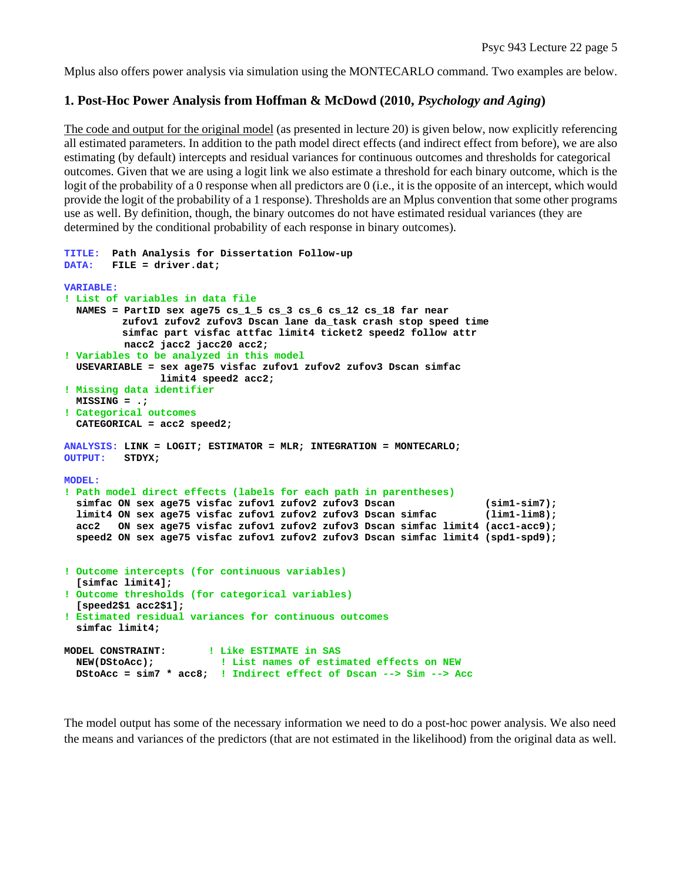Mplus also offers power analysis via simulation using the MONTECARLO command. Two examples are below.

### 1. Post-Hoc Power Analysis from Hoffman & McDowd (2010, *Psychology and Aging*)

The code and output for the original model (as presented in lecture 20) is given below, now explicitly referencing all estimated parameters. In addition to the path model direct effects (and indirect effect from before), we are also estimating (by default) intercepts and residual variances for continuous outcomes and thresholds for categorical outcomes. Given that we are using a logit link we also estimate a threshold for each binary outcome, which is the logit of the probability of a 0 response when all predictors are 0 (i.e., it is the opposite of an intercept, which would provide the logit of the probability of a 1 response). Thresholds are an Mplus convention that some other programs use as well. By definition, though, the binary outcomes do not have estimated residual variances (they are determined by the conditional probability of each response in binary outcomes).

```
TITLE:  Path Analysis for Dissertation Follow-up
DATA:   FILE = driver.dat;

VARIABLE:
! List of variables in data file
  NAMES = PartID sex age75 cs_1_5 cs_3 cs_6 cs_12 cs_18 far near
          zufov1 zufov2 zufov3 Dscan lane da_task crash stop speed time
          simfac part visfac attfac limit4 ticket2 speed2 follow attr
          nacc2 jacc2 jacc20 acc2;
! Variables to be analyzed in this model
  USEVARIABLE = sex age75 visfac zufov1 zufov2 zufov3 Dscan simfac
                limit4 speed2 acc2;
! Missing data identifier
  MISSING = .;
! Categorical outcomes
  CATEGORICAL = acc2 speed2;

ANALYSIS: LINK = LOGIT; ESTIMATOR = MLR; INTEGRATION = MONTECARLO;
OUTPUT:   STDYX;

MODEL:
! Path model direct effects (labels for each path in parentheses)
  simfac ON sex age75 visfac zufov1 zufov2 zufov3 Dscan               (sim1-sim7);
  limit4 ON sex age75 visfac zufov1 zufov2 zufov3 Dscan simfac        (lim1-lim8);
  acc2   ON sex age75 visfac zufov1 zufov2 zufov3 Dscan simfac limit4 (acc1-acc9);
  speed2 ON sex age75 visfac zufov1 zufov2 zufov3 Dscan simfac limit4 (spd1-spd9);


! Outcome intercepts (for continuous variables)
  [simfac limit4];
! Outcome thresholds (for categorical variables)
  [speed2$1 acc2$1];
! Estimated residual variances for continuous outcomes
  simfac limit4;

MODEL CONSTRAINT:       ! Like ESTIMATE in SAS
  NEW(DStoAcc);           ! List names of estimated effects on NEW
  DStoAcc = sim7 * acc8;  ! Indirect effect of Dscan --> Sim --> Acc
```

The model output has some of the necessary information we need to do a post-hoc power analysis. We also need the means and variances of the predictors (that are not estimated in the likelihood) from the original data as well.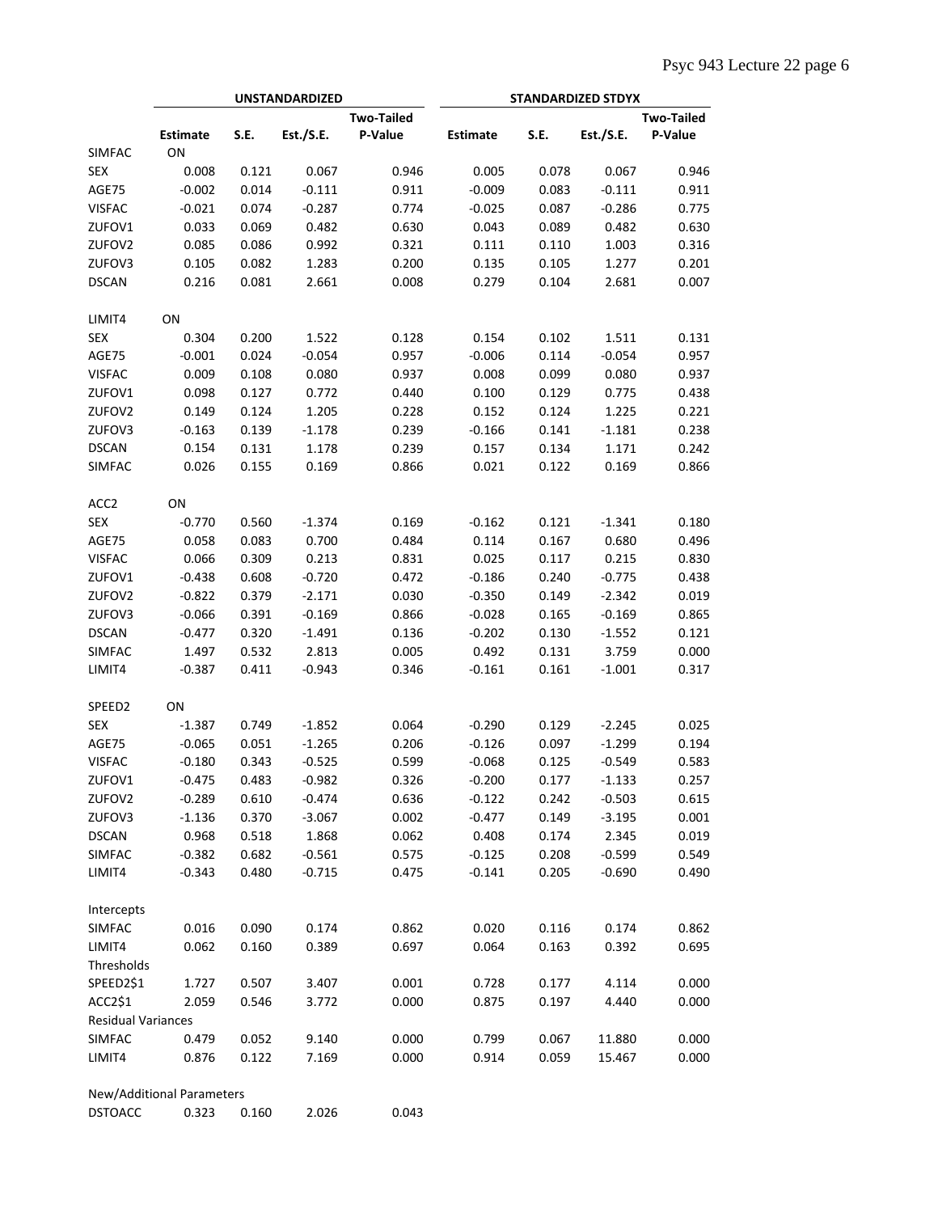| | UNSTANDARDIZED | | | | STANDARDIZED STDYX | | | |
|---|---|---|---|---|---|---|---|---|
| | Estimate | S.E. | Est./S.E. | Two-Tailed P-Value | Estimate | S.E. | Est./S.E. | Two-Tailed P-Value |
| SIMFAC ON | | | | | | | | |
| SEX | 0.008 | 0.121 | 0.067 | 0.946 | 0.005 | 0.078 | 0.067 | 0.946 |
| AGE75 | -0.002 | 0.014 | -0.111 | 0.911 | -0.009 | 0.083 | -0.111 | 0.911 |
| VISFAC | -0.021 | 0.074 | -0.287 | 0.774 | -0.025 | 0.087 | -0.286 | 0.775 |
| ZUFOV1 | 0.033 | 0.069 | 0.482 | 0.630 | 0.043 | 0.089 | 0.482 | 0.630 |
| ZUFOV2 | 0.085 | 0.086 | 0.992 | 0.321 | 0.111 | 0.110 | 1.003 | 0.316 |
| ZUFOV3 | 0.105 | 0.082 | 1.283 | 0.200 | 0.135 | 0.105 | 1.277 | 0.201 |
| DSCAN | 0.216 | 0.081 | 2.661 | 0.008 | 0.279 | 0.104 | 2.681 | 0.007 |
| | | | | | | | | |
| LIMIT4 ON | | | | | | | | |
| SEX | 0.304 | 0.200 | 1.522 | 0.128 | 0.154 | 0.102 | 1.511 | 0.131 |
| AGE75 | -0.001 | 0.024 | -0.054 | 0.957 | -0.006 | 0.114 | -0.054 | 0.957 |
| VISFAC | 0.009 | 0.108 | 0.080 | 0.937 | 0.008 | 0.099 | 0.080 | 0.937 |
| ZUFOV1 | 0.098 | 0.127 | 0.772 | 0.440 | 0.100 | 0.129 | 0.775 | 0.438 |
| ZUFOV2 | 0.149 | 0.124 | 1.205 | 0.228 | 0.152 | 0.124 | 1.225 | 0.221 |
| ZUFOV3 | -0.163 | 0.139 | -1.178 | 0.239 | -0.166 | 0.141 | -1.181 | 0.238 |
| DSCAN | 0.154 | 0.131 | 1.178 | 0.239 | 0.157 | 0.134 | 1.171 | 0.242 |
| SIMFAC | 0.026 | 0.155 | 0.169 | 0.866 | 0.021 | 0.122 | 0.169 | 0.866 |
| | | | | | | | | |
| ACC2 ON | | | | | | | | |
| SEX | -0.770 | 0.560 | -1.374 | 0.169 | -0.162 | 0.121 | -1.341 | 0.180 |
| AGE75 | 0.058 | 0.083 | 0.700 | 0.484 | 0.114 | 0.167 | 0.680 | 0.496 |
| VISFAC | 0.066 | 0.309 | 0.213 | 0.831 | 0.025 | 0.117 | 0.215 | 0.830 |
| ZUFOV1 | -0.438 | 0.608 | -0.720 | 0.472 | -0.186 | 0.240 | -0.775 | 0.438 |
| ZUFOV2 | -0.822 | 0.379 | -2.171 | 0.030 | -0.350 | 0.149 | -2.342 | 0.019 |
| ZUFOV3 | -0.066 | 0.391 | -0.169 | 0.866 | -0.028 | 0.165 | -0.169 | 0.865 |
| DSCAN | -0.477 | 0.320 | -1.491 | 0.136 | -0.202 | 0.130 | -1.552 | 0.121 |
| SIMFAC | 1.497 | 0.532 | 2.813 | 0.005 | 0.492 | 0.131 | 3.759 | 0.000 |
| LIMIT4 | -0.387 | 0.411 | -0.943 | 0.346 | -0.161 | 0.161 | -1.001 | 0.317 |
| | | | | | | | | |
| SPEED2 ON | | | | | | | | |
| SEX | -1.387 | 0.749 | -1.852 | 0.064 | -0.290 | 0.129 | -2.245 | 0.025 |
| AGE75 | -0.065 | 0.051 | -1.265 | 0.206 | -0.126 | 0.097 | -1.299 | 0.194 |
| VISFAC | -0.180 | 0.343 | -0.525 | 0.599 | -0.068 | 0.125 | -0.549 | 0.583 |
| ZUFOV1 | -0.475 | 0.483 | -0.982 | 0.326 | -0.200 | 0.177 | -1.133 | 0.257 |
| ZUFOV2 | -0.289 | 0.610 | -0.474 | 0.636 | -0.122 | 0.242 | -0.503 | 0.615 |
| ZUFOV3 | -1.136 | 0.370 | -3.067 | 0.002 | -0.477 | 0.149 | -3.195 | 0.001 |
| DSCAN | 0.968 | 0.518 | 1.868 | 0.062 | 0.408 | 0.174 | 2.345 | 0.019 |
| SIMFAC | -0.382 | 0.682 | -0.561 | 0.575 | -0.125 | 0.208 | -0.599 | 0.549 |
| LIMIT4 | -0.343 | 0.480 | -0.715 | 0.475 | -0.141 | 0.205 | -0.690 | 0.490 |
| | | | | | | | | |
| Intercepts | | | | | | | | |
| SIMFAC | 0.016 | 0.090 | 0.174 | 0.862 | 0.020 | 0.116 | 0.174 | 0.862 |
| LIMIT4 | 0.062 | 0.160 | 0.389 | 0.697 | 0.064 | 0.163 | 0.392 | 0.695 |
| Thresholds | | | | | | | | |
| SPEED2$1 | 1.727 | 0.507 | 3.407 | 0.001 | 0.728 | 0.177 | 4.114 | 0.000 |
| ACC2$1 | 2.059 | 0.546 | 3.772 | 0.000 | 0.875 | 0.197 | 4.440 | 0.000 |
| Residual Variances | | | | | | | | |
| SIMFAC | 0.479 | 0.052 | 9.140 | 0.000 | 0.799 | 0.067 | 11.880 | 0.000 |
| LIMIT4 | 0.876 | 0.122 | 7.169 | 0.000 | 0.914 | 0.059 | 15.467 | 0.000 |
| | | | | | | | | |
| New/Additional Parameters | | | | | | | | |
| DSTOACC | 0.323 | 0.160 | 2.026 | 0.043 | | | | |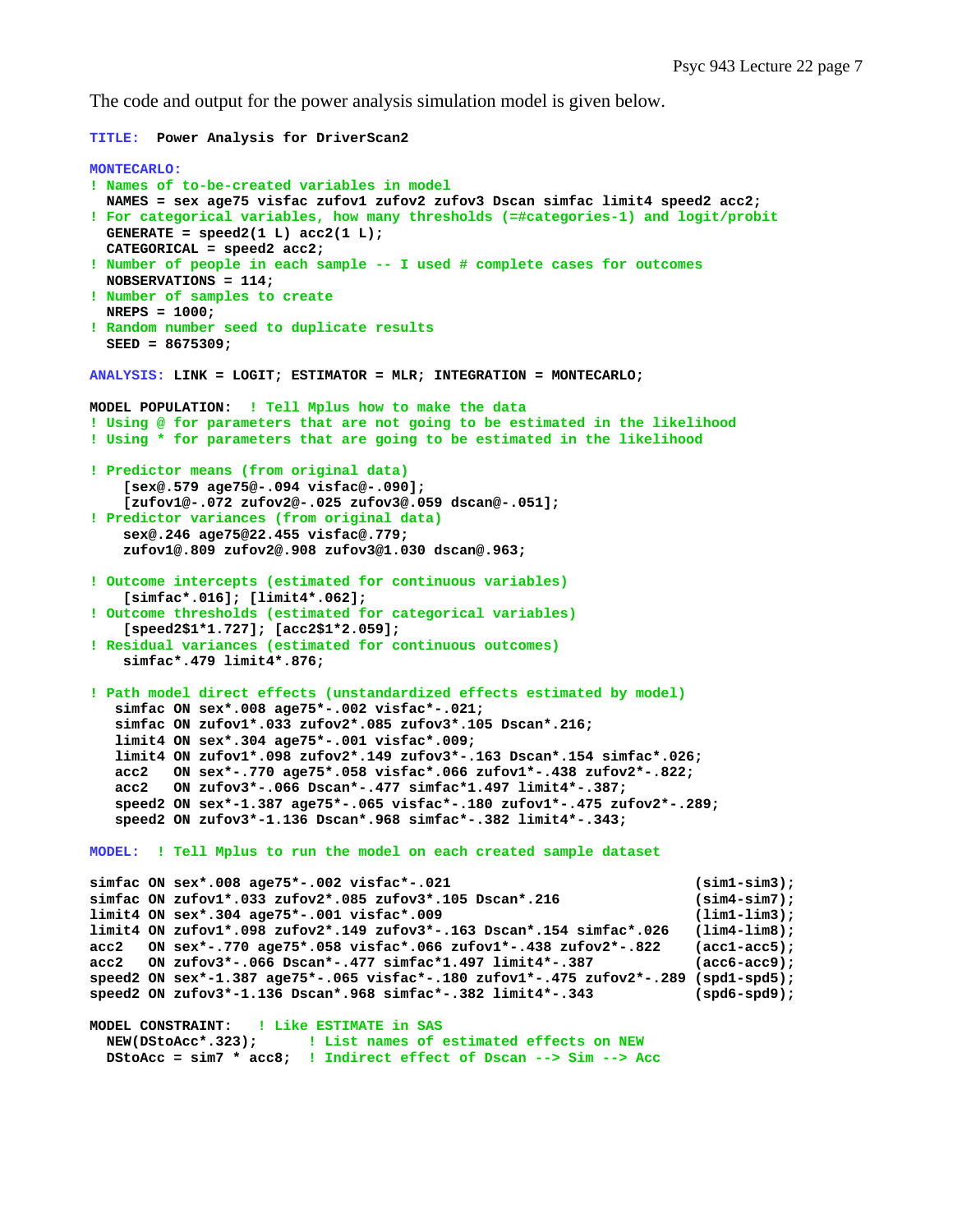The code and output for the power analysis simulation model is given below.

```
TITLE:  Power Analysis for DriverScan2

MONTECARLO:
! Names of to-be-created variables in model
  NAMES = sex age75 visfac zufov1 zufov2 zufov3 Dscan simfac limit4 speed2 acc2;
! For categorical variables, how many thresholds (=#categories-1) and logit/probit
  GENERATE = speed2(1 L) acc2(1 L);
  CATEGORICAL = speed2 acc2;
! Number of people in each sample -- I used # complete cases for outcomes
  NOBSERVATIONS = 114;
! Number of samples to create
  NREPS = 1000;
! Random number seed to duplicate results
  SEED = 8675309;

ANALYSIS: LINK = LOGIT; ESTIMATOR = MLR; INTEGRATION = MONTECARLO;

MODEL POPULATION:  ! Tell Mplus how to make the data
! Using @ for parameters that are not going to be estimated in the likelihood
! Using * for parameters that are going to be estimated in the likelihood

! Predictor means (from original data)
    [sex@.579 age75@-.094 visfac@-.090];
    [zufov1@-.072 zufov2@-.025 zufov3@.059 dscan@-.051];
! Predictor variances (from original data)
    sex@.246 age75@22.455 visfac@.779;
    zufov1@.809 zufov2@.908 zufov3@1.030 dscan@.963;

! Outcome intercepts (estimated for continuous variables)
    [simfac*.016]; [limit4*.062];
! Outcome thresholds (estimated for categorical variables)
    [speed2$1*1.727]; [acc2$1*2.059];
! Residual variances (estimated for continuous outcomes)
    simfac*.479 limit4*.876;

! Path model direct effects (unstandardized effects estimated by model)
   simfac ON sex*.008 age75*-.002 visfac*-.021;
   simfac ON zufov1*.033 zufov2*.085 zufov3*.105 Dscan*.216;
   limit4 ON sex*.304 age75*-.001 visfac*.009;
   limit4 ON zufov1*.098 zufov2*.149 zufov3*-.163 Dscan*.154 simfac*.026;
   acc2   ON sex*-.770 age75*.058 visfac*.066 zufov1*-.438 zufov2*-.822;
   acc2   ON zufov3*-.066 Dscan*-.477 simfac*1.497 limit4*-.387;
   speed2 ON sex*-1.387 age75*-.065 visfac*-.180 zufov1*-.475 zufov2*-.289;
   speed2 ON zufov3*-1.136 Dscan*.968 simfac*-.382 limit4*-.343;

MODEL:  ! Tell Mplus to run the model on each created sample dataset

simfac ON sex*.008 age75*-.002 visfac*-.021                          (sim1-sim3);
simfac ON zufov1*.033 zufov2*.085 zufov3*.105 Dscan*.216             (sim4-sim7);
limit4 ON sex*.304 age75*-.001 visfac*.009                           (lim1-lim3);
limit4 ON zufov1*.098 zufov2*.149 zufov3*-.163 Dscan*.154 simfac*.026  (lim4-lim8);
acc2   ON sex*-.770 age75*.058 visfac*.066 zufov1*-.438 zufov2*-.822  (acc1-acc5);
acc2   ON zufov3*-.066 Dscan*-.477 simfac*1.497 limit4*-.387          (acc6-acc9);
speed2 ON sex*-1.387 age75*-.065 visfac*-.180 zufov1*-.475 zufov2*-.289 (spd1-spd5);
speed2 ON zufov3*-1.136 Dscan*.968 simfac*-.382 limit4*-.343          (spd6-spd9);

MODEL CONSTRAINT:   ! Like ESTIMATE in SAS
  NEW(DStoAcc*.323);       ! List names of estimated effects on NEW
  DStoAcc = sim7 * acc8;  ! Indirect effect of Dscan --> Sim --> Acc
```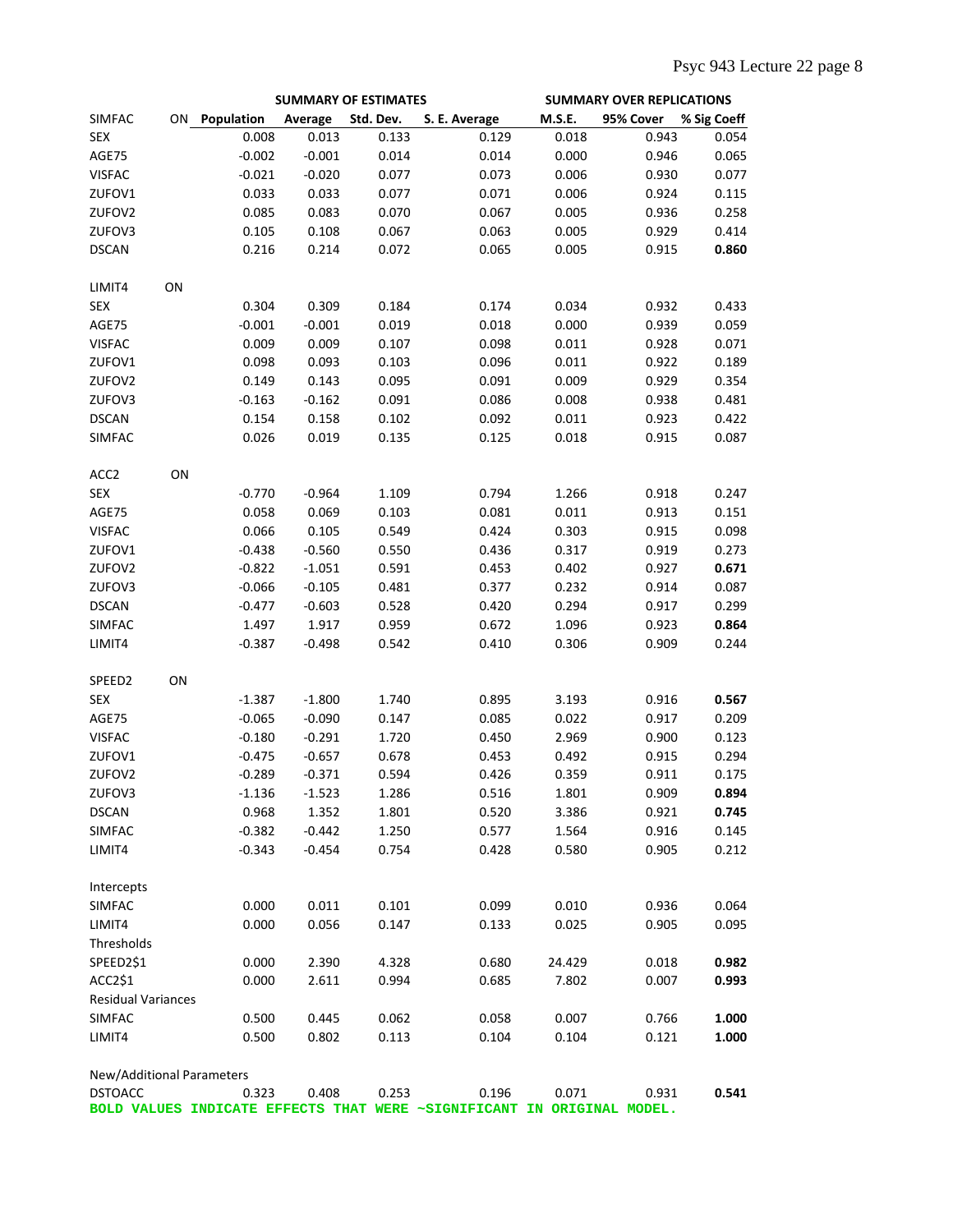| | | SUMMARY OF ESTIMATES | | | | SUMMARY OVER REPLICATIONS | | |
|---|---|---|---|---|---|---|---|---|
| SIMFAC | ON | Population | Average | Std. Dev. | S. E. Average | M.S.E. | 95% Cover | % Sig Coeff |
| SEX | | 0.008 | 0.013 | 0.133 | 0.129 | 0.018 | 0.943 | 0.054 |
| AGE75 | | -0.002 | -0.001 | 0.014 | 0.014 | 0.000 | 0.946 | 0.065 |
| VISFAC | | -0.021 | -0.020 | 0.077 | 0.073 | 0.006 | 0.930 | 0.077 |
| ZUFOV1 | | 0.033 | 0.033 | 0.077 | 0.071 | 0.006 | 0.924 | 0.115 |
| ZUFOV2 | | 0.085 | 0.083 | 0.070 | 0.067 | 0.005 | 0.936 | 0.258 |
| ZUFOV3 | | 0.105 | 0.108 | 0.067 | 0.063 | 0.005 | 0.929 | 0.414 |
| DSCAN | | 0.216 | 0.214 | 0.072 | 0.065 | 0.005 | 0.915 | **0.860** |
| | | | | | | | | |
| LIMIT4 | ON | | | | | | | |
| SEX | | 0.304 | 0.309 | 0.184 | 0.174 | 0.034 | 0.932 | 0.433 |
| AGE75 | | -0.001 | -0.001 | 0.019 | 0.018 | 0.000 | 0.939 | 0.059 |
| VISFAC | | 0.009 | 0.009 | 0.107 | 0.098 | 0.011 | 0.928 | 0.071 |
| ZUFOV1 | | 0.098 | 0.093 | 0.103 | 0.096 | 0.011 | 0.922 | 0.189 |
| ZUFOV2 | | 0.149 | 0.143 | 0.095 | 0.091 | 0.009 | 0.929 | 0.354 |
| ZUFOV3 | | -0.163 | -0.162 | 0.091 | 0.086 | 0.008 | 0.938 | 0.481 |
| DSCAN | | 0.154 | 0.158 | 0.102 | 0.092 | 0.011 | 0.923 | 0.422 |
| SIMFAC | | 0.026 | 0.019 | 0.135 | 0.125 | 0.018 | 0.915 | 0.087 |
| | | | | | | | | |
| ACC2 | ON | | | | | | | |
| SEX | | -0.770 | -0.964 | 1.109 | 0.794 | 1.266 | 0.918 | 0.247 |
| AGE75 | | 0.058 | 0.069 | 0.103 | 0.081 | 0.011 | 0.913 | 0.151 |
| VISFAC | | 0.066 | 0.105 | 0.549 | 0.424 | 0.303 | 0.915 | 0.098 |
| ZUFOV1 | | -0.438 | -0.560 | 0.550 | 0.436 | 0.317 | 0.919 | 0.273 |
| ZUFOV2 | | -0.822 | -1.051 | 0.591 | 0.453 | 0.402 | 0.927 | **0.671** |
| ZUFOV3 | | -0.066 | -0.105 | 0.481 | 0.377 | 0.232 | 0.914 | 0.087 |
| DSCAN | | -0.477 | -0.603 | 0.528 | 0.420 | 0.294 | 0.917 | 0.299 |
| SIMFAC | | 1.497 | 1.917 | 0.959 | 0.672 | 1.096 | 0.923 | **0.864** |
| LIMIT4 | | -0.387 | -0.498 | 0.542 | 0.410 | 0.306 | 0.909 | 0.244 |
| | | | | | | | | |
| SPEED2 | ON | | | | | | | |
| SEX | | -1.387 | -1.800 | 1.740 | 0.895 | 3.193 | 0.916 | **0.567** |
| AGE75 | | -0.065 | -0.090 | 0.147 | 0.085 | 0.022 | 0.917 | 0.209 |
| VISFAC | | -0.180 | -0.291 | 1.720 | 0.450 | 2.969 | 0.900 | 0.123 |
| ZUFOV1 | | -0.475 | -0.657 | 0.678 | 0.453 | 0.492 | 0.915 | 0.294 |
| ZUFOV2 | | -0.289 | -0.371 | 0.594 | 0.426 | 0.359 | 0.911 | 0.175 |
| ZUFOV3 | | -1.136 | -1.523 | 1.286 | 0.516 | 1.801 | 0.909 | **0.894** |
| DSCAN | | 0.968 | 1.352 | 1.801 | 0.520 | 3.386 | 0.921 | **0.745** |
| SIMFAC | | -0.382 | -0.442 | 1.250 | 0.577 | 1.564 | 0.916 | 0.145 |
| LIMIT4 | | -0.343 | -0.454 | 0.754 | 0.428 | 0.580 | 0.905 | 0.212 |
| | | | | | | | | |
| Intercepts | | | | | | | | |
| SIMFAC | | 0.000 | 0.011 | 0.101 | 0.099 | 0.010 | 0.936 | 0.064 |
| LIMIT4 | | 0.000 | 0.056 | 0.147 | 0.133 | 0.025 | 0.905 | 0.095 |
| Thresholds | | | | | | | | |
| SPEED2$1 | | 0.000 | 2.390 | 4.328 | 0.680 | 24.429 | 0.018 | **0.982** |
| ACC2$1 | | 0.000 | 2.611 | 0.994 | 0.685 | 7.802 | 0.007 | **0.993** |
| Residual Variances | | | | | | | | |
| SIMFAC | | 0.500 | 0.445 | 0.062 | 0.058 | 0.007 | 0.766 | **1.000** |
| LIMIT4 | | 0.500 | 0.802 | 0.113 | 0.104 | 0.104 | 0.121 | **1.000** |
| | | | | | | | | |
| New/Additional Parameters | | | | | | | | |
| DSTOACC | | 0.323 | 0.408 | 0.253 | 0.196 | 0.071 | 0.931 | **0.541** |

**BOLD VALUES INDICATE EFFECTS THAT WERE ~SIGNIFICANT IN ORIGINAL MODEL.**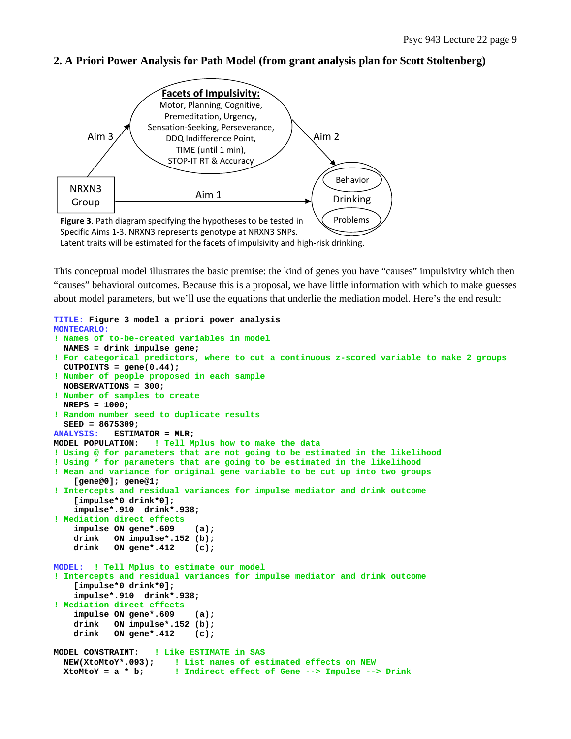## 2. A Priori Power Analysis for Path Model (from grant analysis plan for Scott Stoltenberg)

**Figure 3**. Path diagram specifying the hypotheses to be tested in Specific Aims 1-3. NRXN3 represents genotype at NRXN3 SNPs. Latent traits will be estimated for the facets of impulsivity and high-risk drinking.

This conceptual model illustrates the basic premise: the kind of genes you have "causes" impulsivity which then "causes" behavioral outcomes. Because this is a proposal, we have little information with which to make guesses about model parameters, but we'll use the equations that underlie the mediation model. Here's the end result:

```
TITLE: Figure 3 model a priori power analysis
MONTECARLO:
! Names of to-be-created variables in model
  NAMES = drink impulse gene;
! For categorical predictors, where to cut a continuous z-scored variable to make 2 groups
  CUTPOINTS = gene(0.44);
! Number of people proposed in each sample
  NOBSERVATIONS = 300;
! Number of samples to create
  NREPS = 1000;
! Random number seed to duplicate results
  SEED = 8675309;
ANALYSIS:   ESTIMATOR = MLR;
MODEL POPULATION:   ! Tell Mplus how to make the data
! Using @ for parameters that are not going to be estimated in the likelihood
! Using * for parameters that are going to be estimated in the likelihood
! Mean and variance for original gene variable to be cut up into two groups
    [gene@0]; gene@1;
! Intercepts and residual variances for impulse mediator and drink outcome
    [impulse*0 drink*0];
    impulse*.910  drink*.938;
! Mediation direct effects
    impulse ON gene*.609    (a);
    drink   ON impulse*.152 (b);
    drink   ON gene*.412    (c);

MODEL:  ! Tell Mplus to estimate our model
! Intercepts and residual variances for impulse mediator and drink outcome
    [impulse*0 drink*0];
    impulse*.910  drink*.938;
! Mediation direct effects
    impulse ON gene*.609    (a);
    drink   ON impulse*.152 (b);
    drink   ON gene*.412    (c);

MODEL CONSTRAINT:   ! Like ESTIMATE in SAS
  NEW(XtoMtoY*.093);     ! List names of estimated effects on NEW
  XtoMtoY = a * b;       ! Indirect effect of Gene --> Impulse --> Drink
```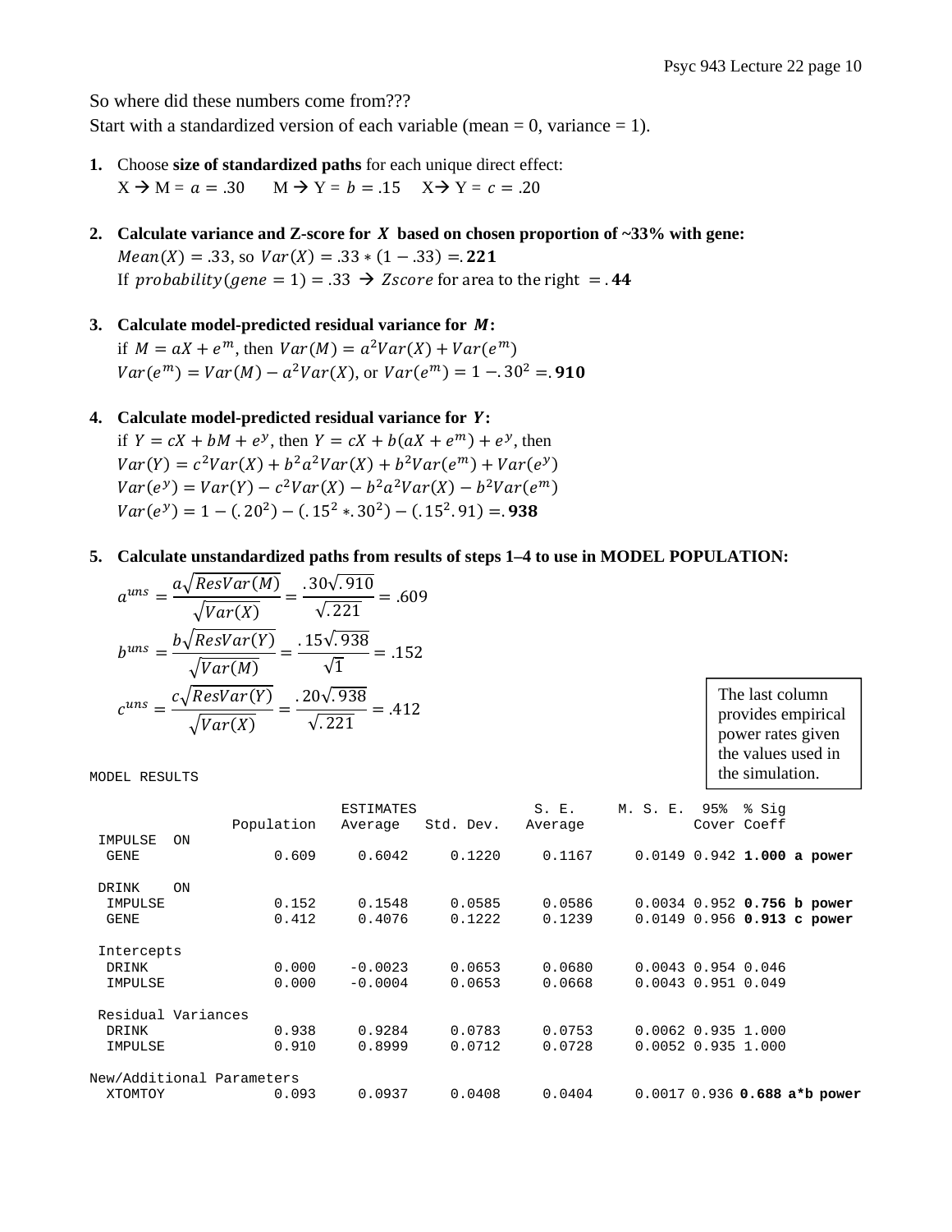So where did these numbers come from???
Start with a standardized version of each variable (mean = 0, variance = 1).

1. Choose **size of standardized paths** for each unique direct effect:
   X → M = $a = .30$   M → Y = $b = .15$   X→ Y = $c = .20$

2. **Calculate variance and Z-score for $X$ based on chosen proportion of ~33% with gene:**
   $Mean(X) = .33$, so $Var(X) = .33 * (1 - .33) = \mathbf{.221}$
   If $probability(gene = 1) = .33$ → $Zscore$ for area to the right $= \mathbf{.44}$

3. **Calculate model-predicted residual variance for $M$:**
   if $M = aX + e^m$, then $Var(M) = a^2Var(X) + Var(e^m)$
   $Var(e^m) = Var(M) - a^2Var(X)$, or $Var(e^m) = 1 - .30^2 = \mathbf{.910}$

4. **Calculate model-predicted residual variance for $Y$:**
   if $Y = cX + bM + e^y$, then $Y = cX + b(aX + e^m) + e^y$, then
   $Var(Y) = c^2Var(X) + b^2a^2Var(X) + b^2Var(e^m) + Var(e^y)$
   $Var(e^y) = Var(Y) - c^2Var(X) - b^2a^2Var(X) - b^2Var(e^m)$
   $Var(e^y) = 1 - (.20^2) - (.15^2 * .30^2) - (.15^2 .91) = \mathbf{.938}$

5. **Calculate unstandardized paths from results of steps 1–4 to use in MODEL POPULATION:**

$$a^{uns} = \frac{a\sqrt{ResVar(M)}}{\sqrt{Var(X)}} = \frac{.30\sqrt{.910}}{\sqrt{.221}} = .609$$

$$b^{uns} = \frac{b\sqrt{ResVar(Y)}}{\sqrt{Var(M)}} = \frac{.15\sqrt{.938}}{\sqrt{1}} = .152$$

$$c^{uns} = \frac{c\sqrt{ResVar(Y)}}{\sqrt{Var(X)}} = \frac{.20\sqrt{.938}}{\sqrt{.221}} = .412$$

The last column provides empirical power rates given the values used in the simulation.

```
MODEL RESULTS

                                ESTIMATES              S. E.     M. S. E.  95%  % Sig
                  Population   Average   Std. Dev.   Average             Cover Coeff
 IMPULSE   ON
  GENE                 0.609     0.6042     0.1220     0.1167     0.0149 0.942 1.000 a power

 DRINK     ON
  IMPULSE              0.152     0.1548     0.0585     0.0586     0.0034 0.952 0.756 b power
  GENE                 0.412     0.4076     0.1222     0.1239     0.0149 0.956 0.913 c power

 Intercepts
  DRINK                0.000    -0.0023     0.0653     0.0680     0.0043 0.954 0.046
  IMPULSE              0.000    -0.0004     0.0653     0.0668     0.0043 0.951 0.049

 Residual Variances
  DRINK                0.938     0.9284     0.0783     0.0753     0.0062 0.935 1.000
  IMPULSE              0.910     0.8999     0.0712     0.0728     0.0052 0.935 1.000

New/Additional Parameters
  XTOMTOY              0.093     0.0937     0.0408     0.0404     0.0017 0.936 0.688 a*b power
```